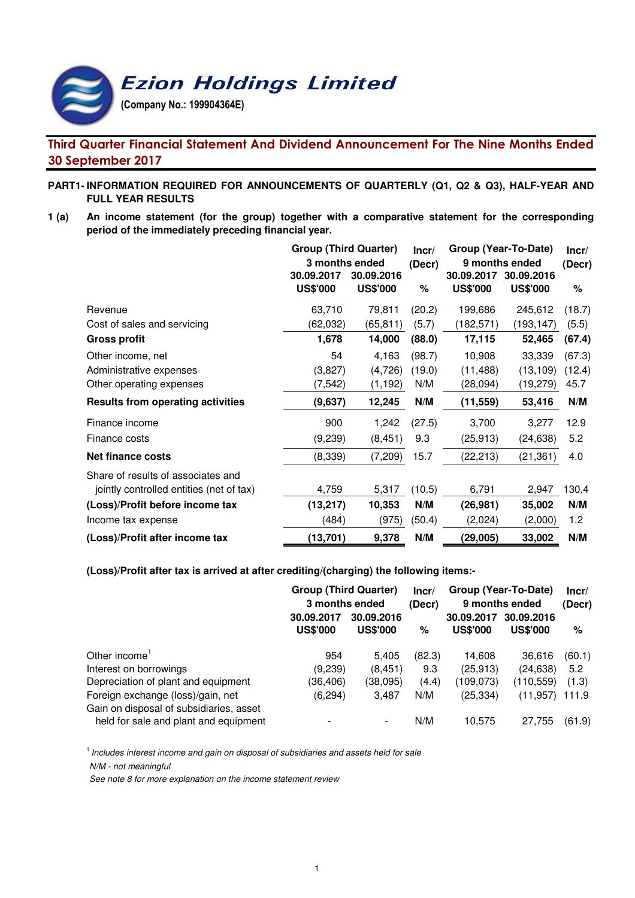# Ezion Holdings Limited

**(Company No.: 199904364E)**

## Third Quarter Financial Statement And Dividend Announcement For The Nine Months Ended 30 September 2017

**PART1- INFORMATION REQUIRED FOR ANNOUNCEMENTS OF QUARTERLY (Q1, Q2 & Q3), HALF-YEAR AND FULL YEAR RESULTS**

**1 (a) An income statement (for the group) together with a comparative statement for the corresponding period of the immediately preceding financial year.**

| | Group (Third Quarter) 3 months ended | | Incr/ (Decr) | Group (Year-To-Date) 9 months ended | | Incr/ (Decr) |
|---|---|---|---|---|---|---|
| | 30.09.2017 US$'000 | 30.09.2016 US$'000 | % | 30.09.2017 US$'000 | 30.09.2016 US$'000 | % |
| Revenue | 63,710 | 79,811 | (20.2) | 199,686 | 245,612 | (18.7) |
| Cost of sales and servicing | (62,032) | (65,811) | (5.7) | (182,571) | (193,147) | (5.5) |
| **Gross profit** | **1,678** | **14,000** | **(88.0)** | **17,115** | **52,465** | **(67.4)** |
| Other income, net | 54 | 4,163 | (98.7) | 10,908 | 33,339 | (67.3) |
| Administrative expenses | (3,827) | (4,726) | (19.0) | (11,488) | (13,109) | (12.4) |
| Other operating expenses | (7,542) | (1,192) | N/M | (28,094) | (19,279) | 45.7 |
| **Results from operating activities** | **(9,637)** | **12,245** | **N/M** | **(11,559)** | **53,416** | **N/M** |
| Finance income | 900 | 1,242 | (27.5) | 3,700 | 3,277 | 12.9 |
| Finance costs | (9,239) | (8,451) | 9.3 | (25,913) | (24,638) | 5.2 |
| **Net finance costs** | (8,339) | (7,209) | 15.7 | (22,213) | (21,361) | 4.0 |
| Share of results of associates and jointly controlled entities (net of tax) | 4,759 | 5,317 | (10.5) | 6,791 | 2,947 | 130.4 |
| **(Loss)/Profit before income tax** | **(13,217)** | **10,353** | **N/M** | **(26,981)** | **35,002** | **N/M** |
| Income tax expense | (484) | (975) | (50.4) | (2,024) | (2,000) | 1.2 |
| **(Loss)/Profit after income tax** | **(13,701)** | **9,378** | **N/M** | **(29,005)** | **33,002** | **N/M** |

**(Loss)/Profit after tax is arrived at after crediting/(charging) the following items:-**

| | Group (Third Quarter) 3 months ended | | Incr/ (Decr) | Group (Year-To-Date) 9 months ended | | Incr/ (Decr) |
|---|---|---|---|---|---|---|
| | 30.09.2017 US$'000 | 30.09.2016 US$'000 | % | 30.09.2017 US$'000 | 30.09.2016 US$'000 | % |
| Other income[1] | 954 | 5,405 | (82.3) | 14,608 | 36,616 | (60.1) |
| Interest on borrowings | (9,239) | (8,451) | 9.3 | (25,913) | (24,638) | 5.2 |
| Depreciation of plant and equipment | (36,406) | (38,095) | (4.4) | (109,073) | (110,559) | (1.3) |
| Foreign exchange (loss)/gain, net | (6,294) | 3,487 | N/M | (25,334) | (11,957) | 111.9 |
| Gain on disposal of subsidiaries, asset held for sale and plant and equipment | - | - | N/M | 10,575 | 27,755 | (61.9) |

[1] *Includes interest income and gain on disposal of subsidiaries and assets held for sale*

*N/M - not meaningful*

*See note 8 for more explanation on the income statement review*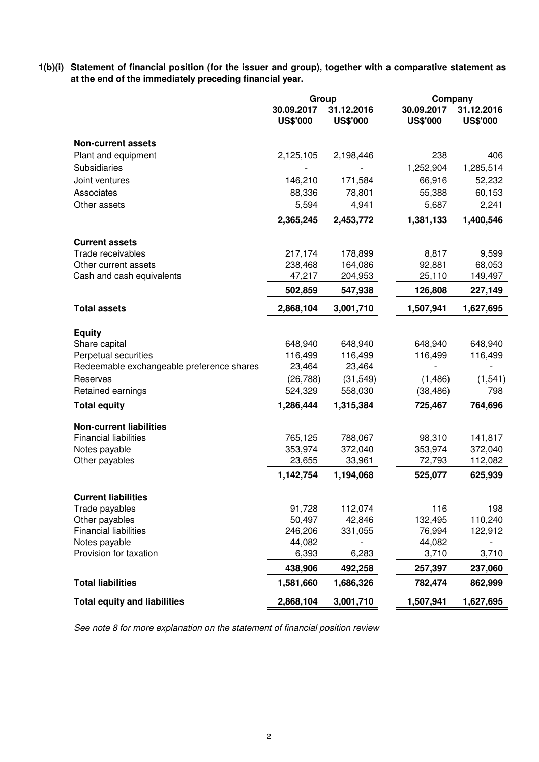**1(b)(i) Statement of financial position (for the issuer and group), together with a comparative statement as at the end of the immediately preceding financial year.**

| | Group | | Company | |
|---|---|---|---|---|
| | 30.09.2017 US$'000 | 31.12.2016 US$'000 | 30.09.2017 US$'000 | 31.12.2016 US$'000 |
| **Non-current assets** | | | | |
| Plant and equipment | 2,125,105 | 2,198,446 | 238 | 406 |
| Subsidiaries | - | - | 1,252,904 | 1,285,514 |
| Joint ventures | 146,210 | 171,584 | 66,916 | 52,232 |
| Associates | 88,336 | 78,801 | 55,388 | 60,153 |
| Other assets | 5,594 | 4,941 | 5,687 | 2,241 |
| | **2,365,245** | **2,453,772** | **1,381,133** | **1,400,546** |
| **Current assets** | | | | |
| Trade receivables | 217,174 | 178,899 | 8,817 | 9,599 |
| Other current assets | 238,468 | 164,086 | 92,881 | 68,053 |
| Cash and cash equivalents | 47,217 | 204,953 | 25,110 | 149,497 |
| | **502,859** | **547,938** | **126,808** | **227,149** |
| **Total assets** | **2,868,104** | **3,001,710** | **1,507,941** | **1,627,695** |
| **Equity** | | | | |
| Share capital | 648,940 | 648,940 | 648,940 | 648,940 |
| Perpetual securities | 116,499 | 116,499 | 116,499 | 116,499 |
| Redeemable exchangeable preference shares | 23,464 | 23,464 | - | - |
| Reserves | (26,788) | (31,549) | (1,486) | (1,541) |
| Retained earnings | 524,329 | 558,030 | (38,486) | 798 |
| **Total equity** | **1,286,444** | **1,315,384** | **725,467** | **764,696** |
| **Non-current liabilities** | | | | |
| Financial liabilities | 765,125 | 788,067 | 98,310 | 141,817 |
| Notes payable | 353,974 | 372,040 | 353,974 | 372,040 |
| Other payables | 23,655 | 33,961 | 72,793 | 112,082 |
| | **1,142,754** | **1,194,068** | **525,077** | **625,939** |
| **Current liabilities** | | | | |
| Trade payables | 91,728 | 112,074 | 116 | 198 |
| Other payables | 50,497 | 42,846 | 132,495 | 110,240 |
| Financial liabilities | 246,206 | 331,055 | 76,994 | 122,912 |
| Notes payable | 44,082 | - | 44,082 | - |
| Provision for taxation | 6,393 | 6,283 | 3,710 | 3,710 |
| | **438,906** | **492,258** | **257,397** | **237,060** |
| **Total liabilities** | **1,581,660** | **1,686,326** | **782,474** | **862,999** |
| **Total equity and liabilities** | **2,868,104** | **3,001,710** | **1,507,941** | **1,627,695** |

*See note 8 for more explanation on the statement of financial position review*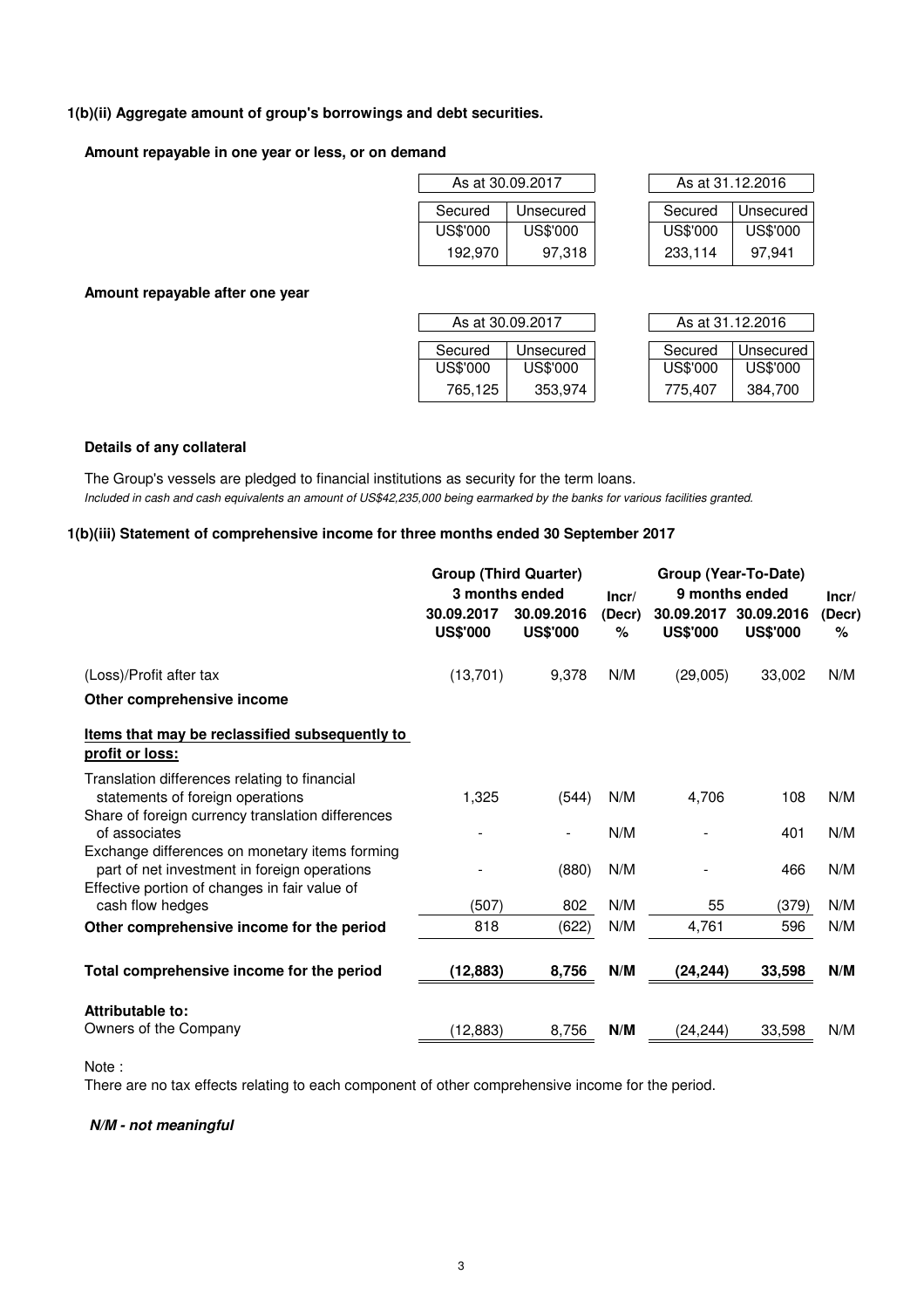### 1(b)(ii) Aggregate amount of group's borrowings and debt securities.

**Amount repayable in one year or less, or on demand**

| As at 30.09.2017 | | As at 31.12.2016 | |
|---|---|---|---|
| Secured | Unsecured | Secured | Unsecured |
| US$'000 | US$'000 | US$'000 | US$'000 |
| 192,970 | 97,318 | 233,114 | 97,941 |

**Amount repayable after one year**

| As at 30.09.2017 | | As at 31.12.2016 | |
|---|---|---|---|
| Secured | Unsecured | Secured | Unsecured |
| US$'000 | US$'000 | US$'000 | US$'000 |
| 765,125 | 353,974 | 775,407 | 384,700 |

**Details of any collateral**

The Group's vessels are pledged to financial institutions as security for the term loans.

*Included in cash and cash equivalents an amount of US$42,235,000 being earmarked by the banks for various facilities granted.*

### 1(b)(iii) Statement of comprehensive income for three months ended 30 September 2017

| | Group (Third Quarter) 3 months ended | | Incr/ (Decr) | Group (Year-To-Date) 9 months ended | | Incr/ (Decr) |
|---|---|---|---|---|---|---|
| | 30.09.2017 US$'000 | 30.09.2016 US$'000 | % | 30.09.2017 US$'000 | 30.09.2016 US$'000 | % |
| (Loss)/Profit after tax | (13,701) | 9,378 | N/M | (29,005) | 33,002 | N/M |
| **Other comprehensive income** | | | | | | |
| **Items that may be reclassified subsequently to profit or loss:** | | | | | | |
| Translation differences relating to financial statements of foreign operations | 1,325 | (544) | N/M | 4,706 | 108 | N/M |
| Share of foreign currency translation differences of associates | - | - | N/M | - | 401 | N/M |
| Exchange differences on monetary items forming part of net investment in foreign operations | - | (880) | N/M | - | 466 | N/M |
| Effective portion of changes in fair value of cash flow hedges | (507) | 802 | N/M | 55 | (379) | N/M |
| **Other comprehensive income for the period** | 818 | (622) | N/M | 4,761 | 596 | N/M |
| **Total comprehensive income for the period** | **(12,883)** | **8,756** | **N/M** | **(24,244)** | **33,598** | **N/M** |
| **Attributable to:** | | | | | | |
| Owners of the Company | (12,883) | 8,756 | **N/M** | (24,244) | 33,598 | N/M |

Note :

There are no tax effects relating to each component of other comprehensive income for the period.

***N/M - not meaningful***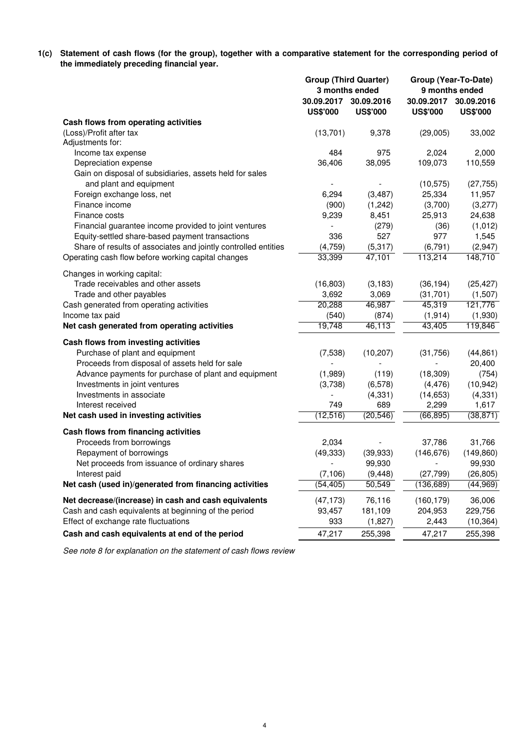**1(c) Statement of cash flows (for the group), together with a comparative statement for the corresponding period of the immediately preceding financial year.**

| | Group (Third Quarter) 3 months ended | | Group (Year-To-Date) 9 months ended | |
|---|---|---|---|---|
| | 30.09.2017 | 30.09.2016 | 30.09.2017 | 30.09.2016 |
| | US$'000 | US$'000 | US$'000 | US$'000 |
| **Cash flows from operating activities** | | | | |
| (Loss)/Profit after tax | (13,701) | 9,378 | (29,005) | 33,002 |
| Adjustments for: | | | | |
| Income tax expense | 484 | 975 | 2,024 | 2,000 |
| Depreciation expense | 36,406 | 38,095 | 109,073 | 110,559 |
| Gain on disposal of subsidiaries, assets held for sales and plant and equipment | - | - | (10,575) | (27,755) |
| Foreign exchange loss, net | 6,294 | (3,487) | 25,334 | 11,957 |
| Finance income | (900) | (1,242) | (3,700) | (3,277) |
| Finance costs | 9,239 | 8,451 | 25,913 | 24,638 |
| Financial guarantee income provided to joint ventures | - | (279) | (36) | (1,012) |
| Equity-settled share-based payment transactions | 336 | 527 | 977 | 1,545 |
| Share of results of associates and jointly controlled entities | (4,759) | (5,317) | (6,791) | (2,947) |
| Operating cash flow before working capital changes | 33,399 | 47,101 | 113,214 | 148,710 |
| Changes in working capital: | | | | |
| Trade receivables and other assets | (16,803) | (3,183) | (36,194) | (25,427) |
| Trade and other payables | 3,692 | 3,069 | (31,701) | (1,507) |
| Cash generated from operating activities | 20,288 | 46,987 | 45,319 | 121,776 |
| Income tax paid | (540) | (874) | (1,914) | (1,930) |
| **Net cash generated from operating activities** | 19,748 | 46,113 | 43,405 | 119,846 |
| **Cash flows from investing activities** | | | | |
| Purchase of plant and equipment | (7,538) | (10,207) | (31,756) | (44,861) |
| Proceeds from disposal of assets held for sale | - | - | - | 20,400 |
| Advance payments for purchase of plant and equipment | (1,989) | (119) | (18,309) | (754) |
| Investments in joint ventures | (3,738) | (6,578) | (4,476) | (10,942) |
| Investments in associate | - | (4,331) | (14,653) | (4,331) |
| Interest received | 749 | 689 | 2,299 | 1,617 |
| **Net cash used in investing activities** | (12,516) | (20,546) | (66,895) | (38,871) |
| **Cash flows from financing activities** | | | | |
| Proceeds from borrowings | 2,034 | - | 37,786 | 31,766 |
| Repayment of borrowings | (49,333) | (39,933) | (146,676) | (149,860) |
| Net proceeds from issuance of ordinary shares | - | 99,930 | - | 99,930 |
| Interest paid | (7,106) | (9,448) | (27,799) | (26,805) |
| **Net cash (used in)/generated from financing activities** | (54,405) | 50,549 | (136,689) | (44,969) |
| **Net decrease/(increase) in cash and cash equivalents** | (47,173) | 76,116 | (160,179) | 36,006 |
| Cash and cash equivalents at beginning of the period | 93,457 | 181,109 | 204,953 | 229,756 |
| Effect of exchange rate fluctuations | 933 | (1,827) | 2,443 | (10,364) |
| **Cash and cash equivalents at end of the period** | 47,217 | 255,398 | 47,217 | 255,398 |

*See note 8 for explanation on the statement of cash flows review*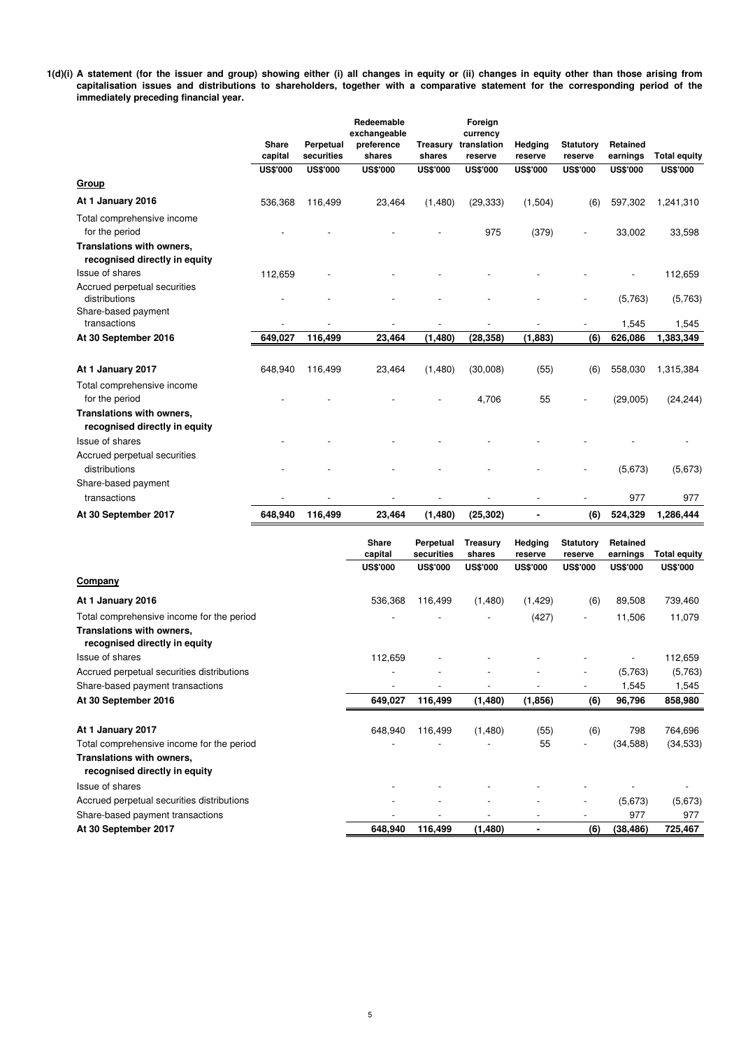**1(d)(i) A statement (for the issuer and group) showing either (i) all changes in equity or (ii) changes in equity other than those arising from capitalisation issues and distributions to shareholders, together with a comparative statement for the corresponding period of the immediately preceding financial year.**

| | Share capital | Perpetual securities | Redeemable exchangeable preference shares | Treasury shares | Foreign currency translation reserve | Hedging reserve | Statutory reserve | Retained earnings | Total equity |
|---|---|---|---|---|---|---|---|---|---|
| | US$'000 | US$'000 | US$'000 | US$'000 | US$'000 | US$'000 | US$'000 | US$'000 | US$'000 |
| **Group** | | | | | | | | | |
| **At 1 January 2016** | 536,368 | 116,499 | 23,464 | (1,480) | (29,333) | (1,504) | (6) | 597,302 | 1,241,310 |
| Total comprehensive income for the period | - | - | - | - | 975 | (379) | - | 33,002 | 33,598 |
| **Translations with owners, recognised directly in equity** | | | | | | | | | |
| Issue of shares | 112,659 | - | - | - | - | - | - | - | 112,659 |
| Accrued perpetual securities distributions | - | - | - | - | - | - | - | (5,763) | (5,763) |
| Share-based payment transactions | - | - | - | - | - | - | - | 1,545 | 1,545 |
| **At 30 September 2016** | **649,027** | **116,499** | **23,464** | **(1,480)** | **(28,358)** | **(1,883)** | **(6)** | **626,086** | **1,383,349** |
| | | | | | | | | | |
| **At 1 January 2017** | 648,940 | 116,499 | 23,464 | (1,480) | (30,008) | (55) | (6) | 558,030 | 1,315,384 |
| Total comprehensive income for the period | - | - | - | - | 4,706 | 55 | - | (29,005) | (24,244) |
| **Translations with owners, recognised directly in equity** | | | | | | | | | |
| Issue of shares | - | - | - | - | - | - | - | - | - |
| Accrued perpetual securities distributions | - | - | - | - | - | - | - | (5,673) | (5,673) |
| Share-based payment transactions | - | - | - | - | - | - | - | 977 | 977 |
| **At 30 September 2017** | **648,940** | **116,499** | **23,464** | **(1,480)** | **(25,302)** | **-** | **(6)** | **524,329** | **1,286,444** |

| | Share capital | Perpetual securities | Treasury shares | Hedging reserve | Statutory reserve | Retained earnings | Total equity |
|---|---|---|---|---|---|---|---|
| | US$'000 | US$'000 | US$'000 | US$'000 | US$'000 | US$'000 | US$'000 |
| **Company** | | | | | | | |
| **At 1 January 2016** | 536,368 | 116,499 | (1,480) | (1,429) | (6) | 89,508 | 739,460 |
| Total comprehensive income for the period | - | - | - | (427) | - | 11,506 | 11,079 |
| **Translations with owners, recognised directly in equity** | | | | | | | |
| Issue of shares | 112,659 | - | - | - | - | - | 112,659 |
| Accrued perpetual securities distributions | - | - | - | - | - | (5,763) | (5,763) |
| Share-based payment transactions | - | - | - | - | - | 1,545 | 1,545 |
| **At 30 September 2016** | **649,027** | **116,499** | **(1,480)** | **(1,856)** | **(6)** | **96,796** | **858,980** |
| | | | | | | | |
| **At 1 January 2017** | 648,940 | 116,499 | (1,480) | (55) | (6) | 798 | 764,696 |
| Total comprehensive income for the period | - | - | - | 55 | - | (34,588) | (34,533) |
| **Translations with owners, recognised directly in equity** | | | | | | | |
| Issue of shares | - | - | - | - | - | - | - |
| Accrued perpetual securities distributions | - | - | - | - | - | (5,673) | (5,673) |
| Share-based payment transactions | - | - | - | - | - | 977 | 977 |
| **At 30 September 2017** | **648,940** | **116,499** | **(1,480)** | **-** | **(6)** | **(38,486)** | **725,467** |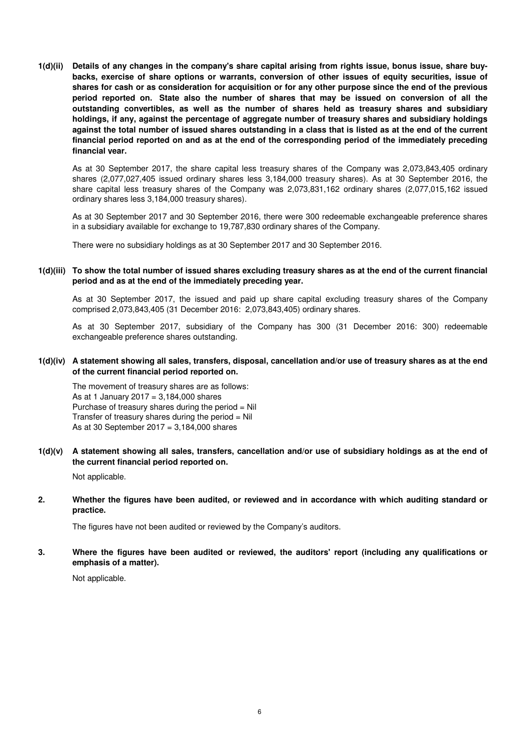**1(d)(ii) Details of any changes in the company's share capital arising from rights issue, bonus issue, share buy-backs, exercise of share options or warrants, conversion of other issues of equity securities, issue of shares for cash or as consideration for acquisition or for any other purpose since the end of the previous period reported on. State also the number of shares that may be issued on conversion of all the outstanding convertibles, as well as the number of shares held as treasury shares and subsidiary holdings, if any, against the percentage of aggregate number of treasury shares and subsidiary holdings against the total number of issued shares outstanding in a class that is listed as at the end of the current financial period reported on and as at the end of the corresponding period of the immediately preceding financial year.**

As at 30 September 2017, the share capital less treasury shares of the Company was 2,073,843,405 ordinary shares (2,077,027,405 issued ordinary shares less 3,184,000 treasury shares). As at 30 September 2016, the share capital less treasury shares of the Company was 2,073,831,162 ordinary shares (2,077,015,162 issued ordinary shares less 3,184,000 treasury shares).

As at 30 September 2017 and 30 September 2016, there were 300 redeemable exchangeable preference shares in a subsidiary available for exchange to 19,787,830 ordinary shares of the Company.

There were no subsidiary holdings as at 30 September 2017 and 30 September 2016.

**1(d)(iii) To show the total number of issued shares excluding treasury shares as at the end of the current financial period and as at the end of the immediately preceding year.**

As at 30 September 2017, the issued and paid up share capital excluding treasury shares of the Company comprised 2,073,843,405 (31 December 2016: 2,073,843,405) ordinary shares.

As at 30 September 2017, subsidiary of the Company has 300 (31 December 2016: 300) redeemable exchangeable preference shares outstanding.

**1(d)(iv) A statement showing all sales, transfers, disposal, cancellation and/or use of treasury shares as at the end of the current financial period reported on.**

The movement of treasury shares are as follows:
As at 1 January 2017 = 3,184,000 shares
Purchase of treasury shares during the period = Nil
Transfer of treasury shares during the period = Nil
As at 30 September 2017 = 3,184,000 shares

**1(d)(v) A statement showing all sales, transfers, cancellation and/or use of subsidiary holdings as at the end of the current financial period reported on.**

Not applicable.

**2. Whether the figures have been audited, or reviewed and in accordance with which auditing standard or practice.**

The figures have not been audited or reviewed by the Company's auditors.

**3. Where the figures have been audited or reviewed, the auditors' report (including any qualifications or emphasis of a matter).**

Not applicable.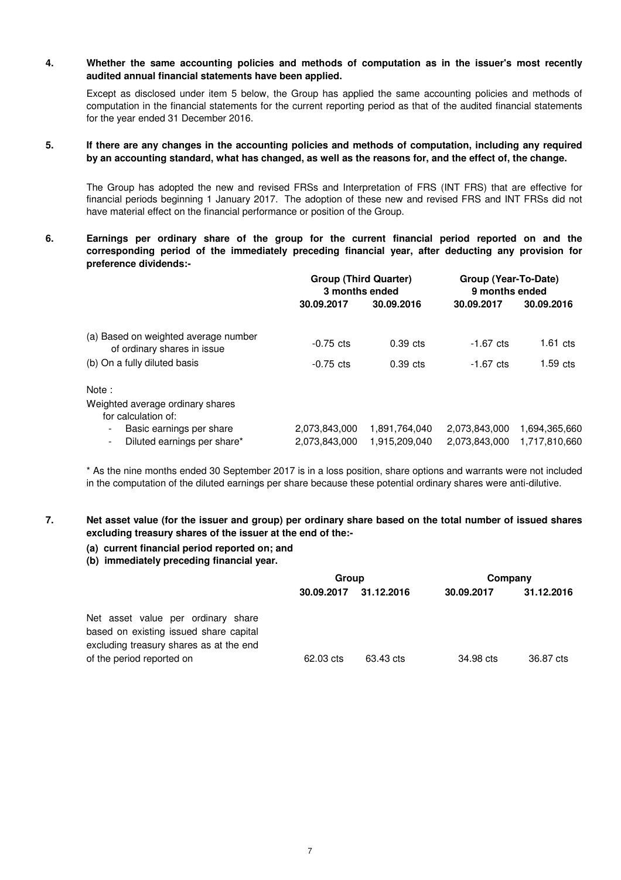**4. Whether the same accounting policies and methods of computation as in the issuer's most recently audited annual financial statements have been applied.**

Except as disclosed under item 5 below, the Group has applied the same accounting policies and methods of computation in the financial statements for the current reporting period as that of the audited financial statements for the year ended 31 December 2016.

**5. If there are any changes in the accounting policies and methods of computation, including any required by an accounting standard, what has changed, as well as the reasons for, and the effect of, the change.**

The Group has adopted the new and revised FRSs and Interpretation of FRS (INT FRS) that are effective for financial periods beginning 1 January 2017. The adoption of these new and revised FRS and INT FRSs did not have material effect on the financial performance or position of the Group.

**6. Earnings per ordinary share of the group for the current financial period reported on and the corresponding period of the immediately preceding financial year, after deducting any provision for preference dividends:-**

| | Group (Third Quarter) 3 months ended | | Group (Year-To-Date) 9 months ended | |
|---|---|---|---|---|
| | 30.09.2017 | 30.09.2016 | 30.09.2017 | 30.09.2016 |
| (a) Based on weighted average number of ordinary shares in issue | -0.75 cts | 0.39 cts | -1.67 cts | 1.61 cts |
| (b) On a fully diluted basis | -0.75 cts | 0.39 cts | -1.67 cts | 1.59 cts |
| Note : | | | | |
| Weighted average ordinary shares for calculation of: | | | | |
| - Basic earnings per share | 2,073,843,000 | 1,891,764,040 | 2,073,843,000 | 1,694,365,660 |
| - Diluted earnings per share* | 2,073,843,000 | 1,915,209,040 | 2,073,843,000 | 1,717,810,660 |

\* As the nine months ended 30 September 2017 is in a loss position, share options and warrants were not included in the computation of the diluted earnings per share because these potential ordinary shares were anti-dilutive.

**7. Net asset value (for the issuer and group) per ordinary share based on the total number of issued shares excluding treasury shares of the issuer at the end of the:-**

**(a) current financial period reported on; and**
**(b) immediately preceding financial year.**

| | Group | | Company | |
|---|---|---|---|---|
| | 30.09.2017 | 31.12.2016 | 30.09.2017 | 31.12.2016 |
| Net asset value per ordinary share based on existing issued share capital excluding treasury shares as at the end of the period reported on | 62.03 cts | 63.43 cts | 34.98 cts | 36.87 cts |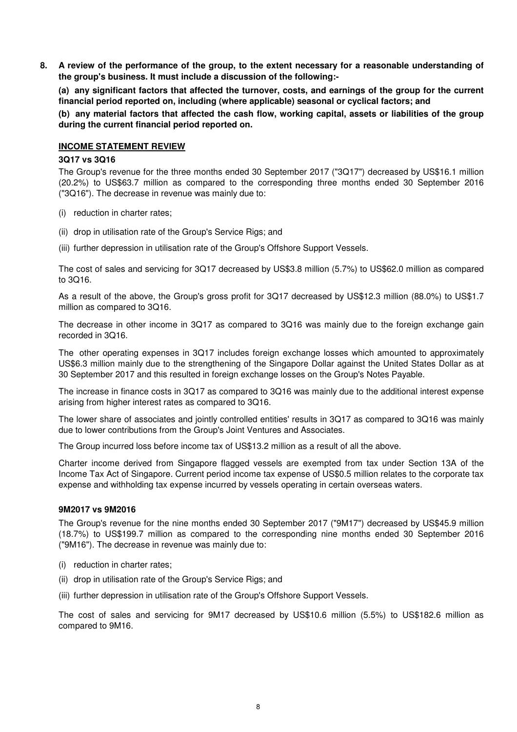**8. A review of the performance of the group, to the extent necessary for a reasonable understanding of the group's business. It must include a discussion of the following:-**

**(a) any significant factors that affected the turnover, costs, and earnings of the group for the current financial period reported on, including (where applicable) seasonal or cyclical factors; and**

**(b) any material factors that affected the cash flow, working capital, assets or liabilities of the group during the current financial period reported on.**

**INCOME STATEMENT REVIEW**

**3Q17 vs 3Q16**

The Group's revenue for the three months ended 30 September 2017 ("3Q17") decreased by US$16.1 million (20.2%) to US$63.7 million as compared to the corresponding three months ended 30 September 2016 ("3Q16"). The decrease in revenue was mainly due to:

(i) reduction in charter rates;

(ii) drop in utilisation rate of the Group's Service Rigs; and

(iii) further depression in utilisation rate of the Group's Offshore Support Vessels.

The cost of sales and servicing for 3Q17 decreased by US$3.8 million (5.7%) to US$62.0 million as compared to 3Q16.

As a result of the above, the Group's gross profit for 3Q17 decreased by US$12.3 million (88.0%) to US$1.7 million as compared to 3Q16.

The decrease in other income in 3Q17 as compared to 3Q16 was mainly due to the foreign exchange gain recorded in 3Q16.

The other operating expenses in 3Q17 includes foreign exchange losses which amounted to approximately US$6.3 million mainly due to the strengthening of the Singapore Dollar against the United States Dollar as at 30 September 2017 and this resulted in foreign exchange losses on the Group's Notes Payable.

The increase in finance costs in 3Q17 as compared to 3Q16 was mainly due to the additional interest expense arising from higher interest rates as compared to 3Q16.

The lower share of associates and jointly controlled entities' results in 3Q17 as compared to 3Q16 was mainly due to lower contributions from the Group's Joint Ventures and Associates.

The Group incurred loss before income tax of US$13.2 million as a result of all the above.

Charter income derived from Singapore flagged vessels are exempted from tax under Section 13A of the Income Tax Act of Singapore. Current period income tax expense of US$0.5 million relates to the corporate tax expense and withholding tax expense incurred by vessels operating in certain overseas waters.

**9M2017 vs 9M2016**

The Group's revenue for the nine months ended 30 September 2017 ("9M17") decreased by US$45.9 million (18.7%) to US$199.7 million as compared to the corresponding nine months ended 30 September 2016 ("9M16"). The decrease in revenue was mainly due to:

(i) reduction in charter rates;

(ii) drop in utilisation rate of the Group's Service Rigs; and

(iii) further depression in utilisation rate of the Group's Offshore Support Vessels.

The cost of sales and servicing for 9M17 decreased by US$10.6 million (5.5%) to US$182.6 million as compared to 9M16.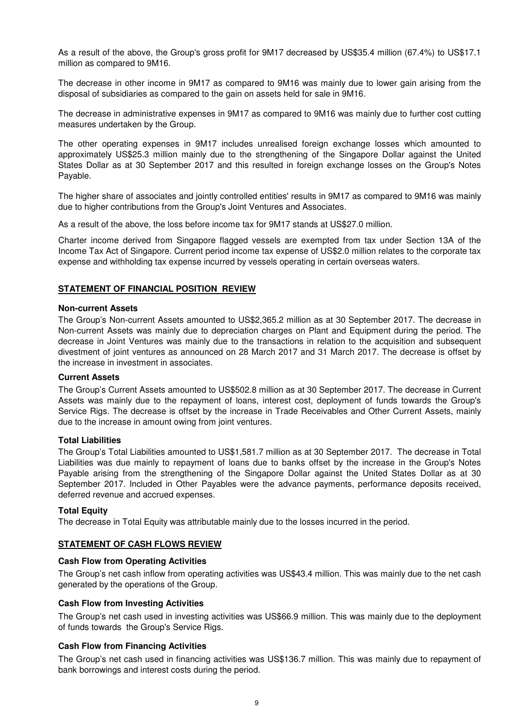As a result of the above, the Group's gross profit for 9M17 decreased by US$35.4 million (67.4%) to US$17.1 million as compared to 9M16.

The decrease in other income in 9M17 as compared to 9M16 was mainly due to lower gain arising from the disposal of subsidiaries as compared to the gain on assets held for sale in 9M16.

The decrease in administrative expenses in 9M17 as compared to 9M16 was mainly due to further cost cutting measures undertaken by the Group.

The other operating expenses in 9M17 includes unrealised foreign exchange losses which amounted to approximately US$25.3 million mainly due to the strengthening of the Singapore Dollar against the United States Dollar as at 30 September 2017 and this resulted in foreign exchange losses on the Group's Notes Payable.

The higher share of associates and jointly controlled entities' results in 9M17 as compared to 9M16 was mainly due to higher contributions from the Group's Joint Ventures and Associates.

As a result of the above, the loss before income tax for 9M17 stands at US$27.0 million.

Charter income derived from Singapore flagged vessels are exempted from tax under Section 13A of the Income Tax Act of Singapore. Current period income tax expense of US$2.0 million relates to the corporate tax expense and withholding tax expense incurred by vessels operating in certain overseas waters.

## STATEMENT OF FINANCIAL POSITION REVIEW

### Non-current Assets

The Group's Non-current Assets amounted to US$2,365.2 million as at 30 September 2017. The decrease in Non-current Assets was mainly due to depreciation charges on Plant and Equipment during the period. The decrease in Joint Ventures was mainly due to the transactions in relation to the acquisition and subsequent divestment of joint ventures as announced on 28 March 2017 and 31 March 2017. The decrease is offset by the increase in investment in associates.

### Current Assets

The Group's Current Assets amounted to US$502.8 million as at 30 September 2017. The decrease in Current Assets was mainly due to the repayment of loans, interest cost, deployment of funds towards the Group's Service Rigs. The decrease is offset by the increase in Trade Receivables and Other Current Assets, mainly due to the increase in amount owing from joint ventures.

### Total Liabilities

The Group's Total Liabilities amounted to US$1,581.7 million as at 30 September 2017. The decrease in Total Liabilities was due mainly to repayment of loans due to banks offset by the increase in the Group's Notes Payable arising from the strengthening of the Singapore Dollar against the United States Dollar as at 30 September 2017. Included in Other Payables were the advance payments, performance deposits received, deferred revenue and accrued expenses.

### Total Equity

The decrease in Total Equity was attributable mainly due to the losses incurred in the period.

## STATEMENT OF CASH FLOWS REVIEW

### Cash Flow from Operating Activities

The Group's net cash inflow from operating activities was US$43.4 million. This was mainly due to the net cash generated by the operations of the Group.

### Cash Flow from Investing Activities

The Group's net cash used in investing activities was US$66.9 million. This was mainly due to the deployment of funds towards the Group's Service Rigs.

### Cash Flow from Financing Activities

The Group's net cash used in financing activities was US$136.7 million. This was mainly due to repayment of bank borrowings and interest costs during the period.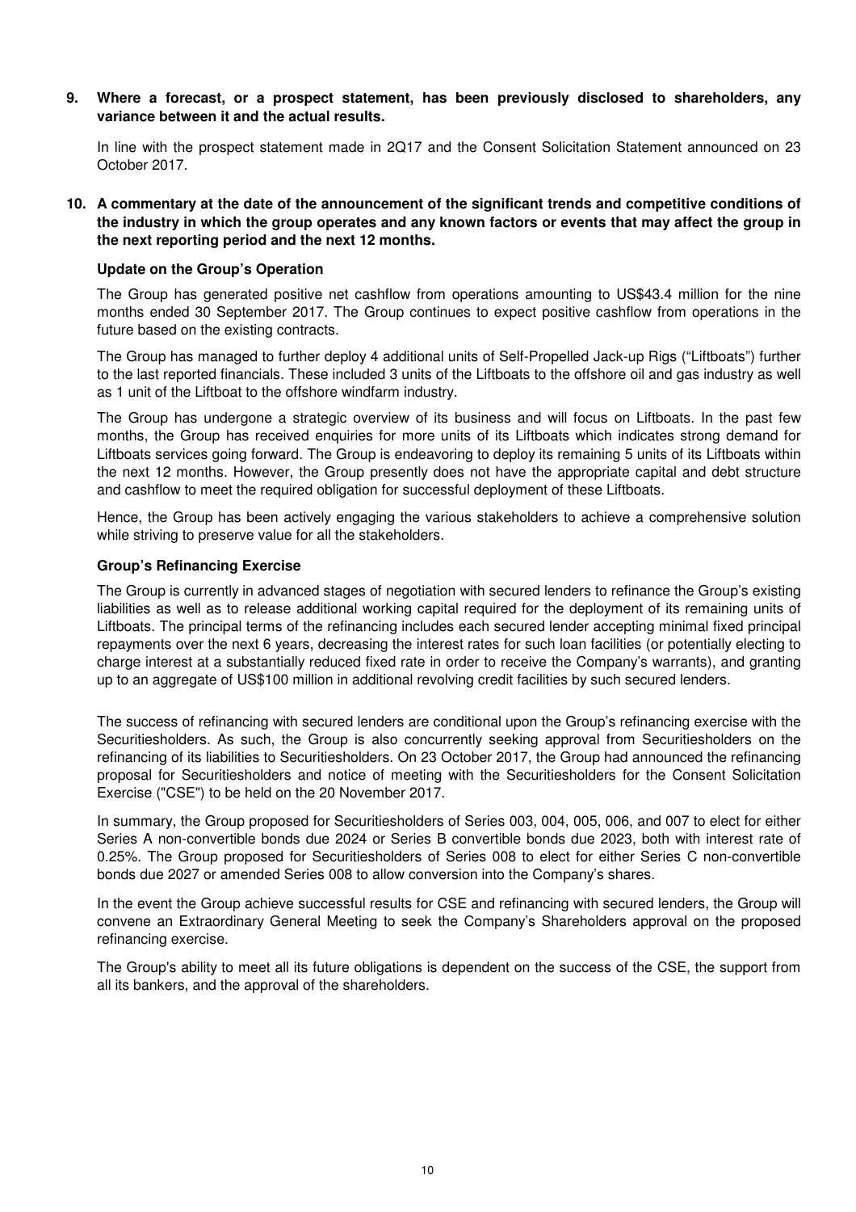**9. Where a forecast, or a prospect statement, has been previously disclosed to shareholders, any variance between it and the actual results.**

In line with the prospect statement made in 2Q17 and the Consent Solicitation Statement announced on 23 October 2017.

**10. A commentary at the date of the announcement of the significant trends and competitive conditions of the industry in which the group operates and any known factors or events that may affect the group in the next reporting period and the next 12 months.**

**Update on the Group's Operation**

The Group has generated positive net cashflow from operations amounting to US$43.4 million for the nine months ended 30 September 2017. The Group continues to expect positive cashflow from operations in the future based on the existing contracts.

The Group has managed to further deploy 4 additional units of Self-Propelled Jack-up Rigs ("Liftboats") further to the last reported financials. These included 3 units of the Liftboats to the offshore oil and gas industry as well as 1 unit of the Liftboat to the offshore windfarm industry.

The Group has undergone a strategic overview of its business and will focus on Liftboats. In the past few months, the Group has received enquiries for more units of its Liftboats which indicates strong demand for Liftboats services going forward. The Group is endeavoring to deploy its remaining 5 units of its Liftboats within the next 12 months. However, the Group presently does not have the appropriate capital and debt structure and cashflow to meet the required obligation for successful deployment of these Liftboats.

Hence, the Group has been actively engaging the various stakeholders to achieve a comprehensive solution while striving to preserve value for all the stakeholders.

**Group's Refinancing Exercise**

The Group is currently in advanced stages of negotiation with secured lenders to refinance the Group's existing liabilities as well as to release additional working capital required for the deployment of its remaining units of Liftboats. The principal terms of the refinancing includes each secured lender accepting minimal fixed principal repayments over the next 6 years, decreasing the interest rates for such loan facilities (or potentially electing to charge interest at a substantially reduced fixed rate in order to receive the Company's warrants), and granting up to an aggregate of US$100 million in additional revolving credit facilities by such secured lenders.

The success of refinancing with secured lenders are conditional upon the Group's refinancing exercise with the Securitiesholders. As such, the Group is also concurrently seeking approval from Securitiesholders on the refinancing of its liabilities to Securitiesholders. On 23 October 2017, the Group had announced the refinancing proposal for Securitiesholders and notice of meeting with the Securitiesholders for the Consent Solicitation Exercise ("CSE") to be held on the 20 November 2017.

In summary, the Group proposed for Securitiesholders of Series 003, 004, 005, 006, and 007 to elect for either Series A non-convertible bonds due 2024 or Series B convertible bonds due 2023, both with interest rate of 0.25%. The Group proposed for Securitiesholders of Series 008 to elect for either Series C non-convertible bonds due 2027 or amended Series 008 to allow conversion into the Company's shares.

In the event the Group achieve successful results for CSE and refinancing with secured lenders, the Group will convene an Extraordinary General Meeting to seek the Company's Shareholders approval on the proposed refinancing exercise.

The Group's ability to meet all its future obligations is dependent on the success of the CSE, the support from all its bankers, and the approval of the shareholders.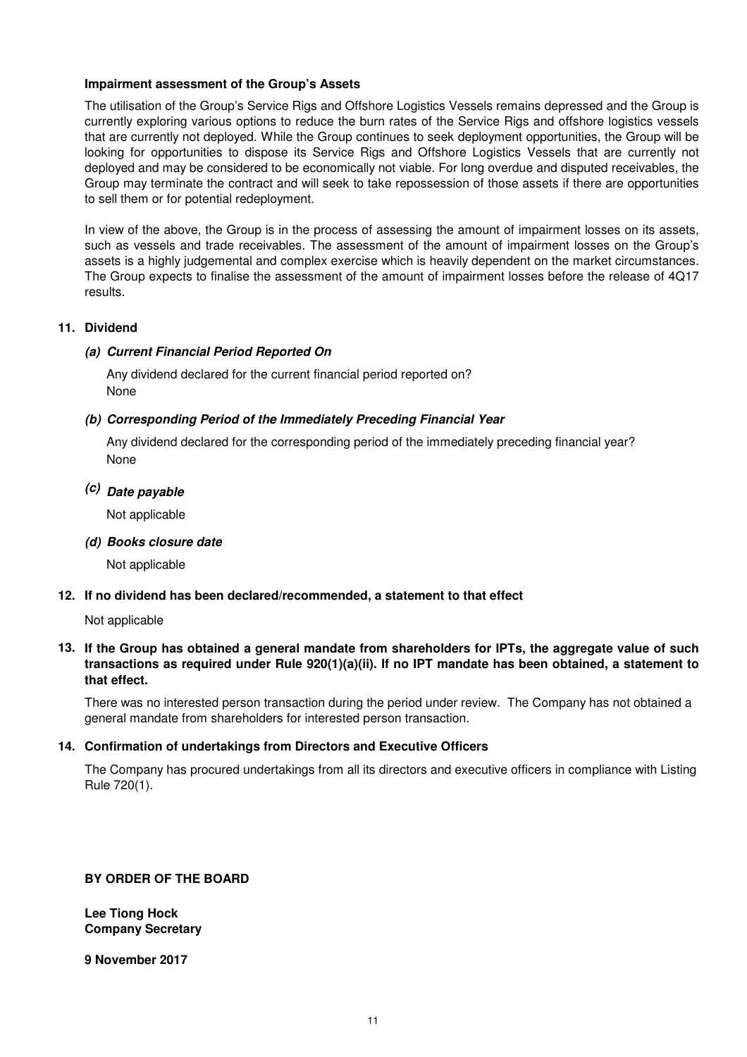**Impairment assessment of the Group's Assets**

The utilisation of the Group's Service Rigs and Offshore Logistics Vessels remains depressed and the Group is currently exploring various options to reduce the burn rates of the Service Rigs and offshore logistics vessels that are currently not deployed. While the Group continues to seek deployment opportunities, the Group will be looking for opportunities to dispose its Service Rigs and Offshore Logistics Vessels that are currently not deployed and may be considered to be economically not viable. For long overdue and disputed receivables, the Group may terminate the contract and will seek to take repossession of those assets if there are opportunities to sell them or for potential redeployment.

In view of the above, the Group is in the process of assessing the amount of impairment losses on its assets, such as vessels and trade receivables. The assessment of the amount of impairment losses on the Group's assets is a highly judgemental and complex exercise which is heavily dependent on the market circumstances. The Group expects to finalise the assessment of the amount of impairment losses before the release of 4Q17 results.

**11. Dividend**

***(a) Current Financial Period Reported On***

Any dividend declared for the current financial period reported on?
None

***(b) Corresponding Period of the Immediately Preceding Financial Year***

Any dividend declared for the corresponding period of the immediately preceding financial year?
None

***(c) Date payable***

Not applicable

***(d) Books closure date***

Not applicable

**12. If no dividend has been declared/recommended, a statement to that effect**

Not applicable

**13. If the Group has obtained a general mandate from shareholders for IPTs, the aggregate value of such transactions as required under Rule 920(1)(a)(ii). If no IPT mandate has been obtained, a statement to that effect.**

There was no interested person transaction during the period under review. The Company has not obtained a general mandate from shareholders for interested person transaction.

**14. Confirmation of undertakings from Directors and Executive Officers**

The Company has procured undertakings from all its directors and executive officers in compliance with Listing Rule 720(1).

**BY ORDER OF THE BOARD**

**Lee Tiong Hock**
**Company Secretary**

**9 November 2017**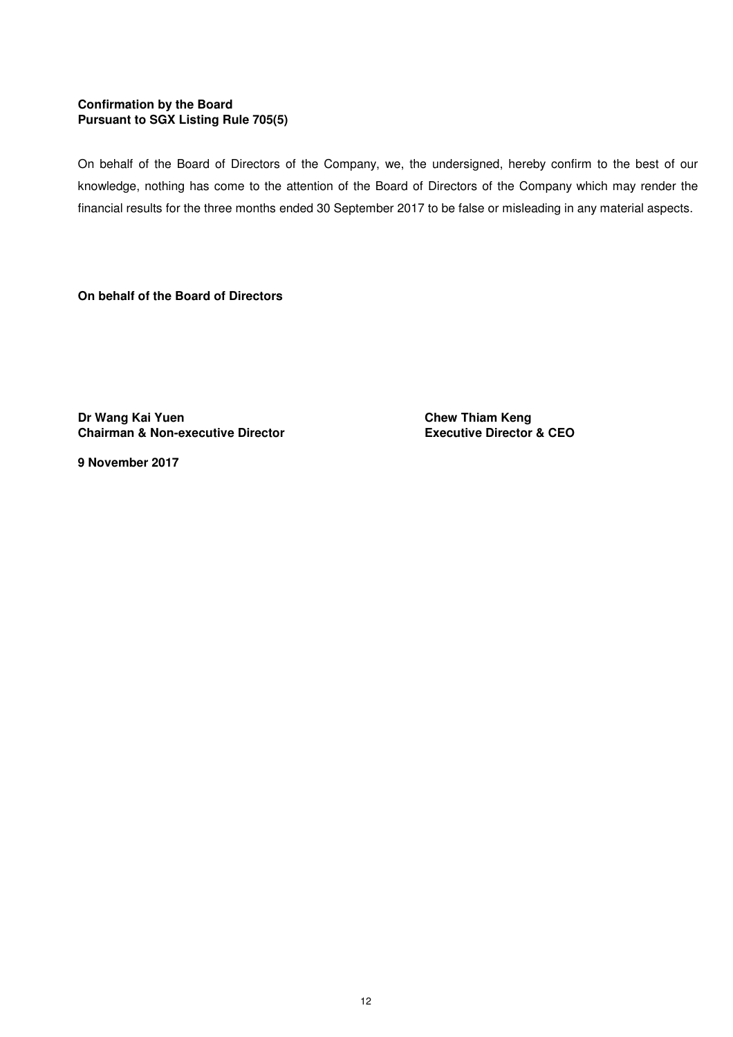**Confirmation by the Board**
**Pursuant to SGX Listing Rule 705(5)**

On behalf of the Board of Directors of the Company, we, the undersigned, hereby confirm to the best of our knowledge, nothing has come to the attention of the Board of Directors of the Company which may render the financial results for the three months ended 30 September 2017 to be false or misleading in any material aspects.

**On behalf of the Board of Directors**

**Dr Wang Kai Yuen**
**Chairman & Non-executive Director**

**Chew Thiam Keng**
**Executive Director & CEO**

**9 November 2017**